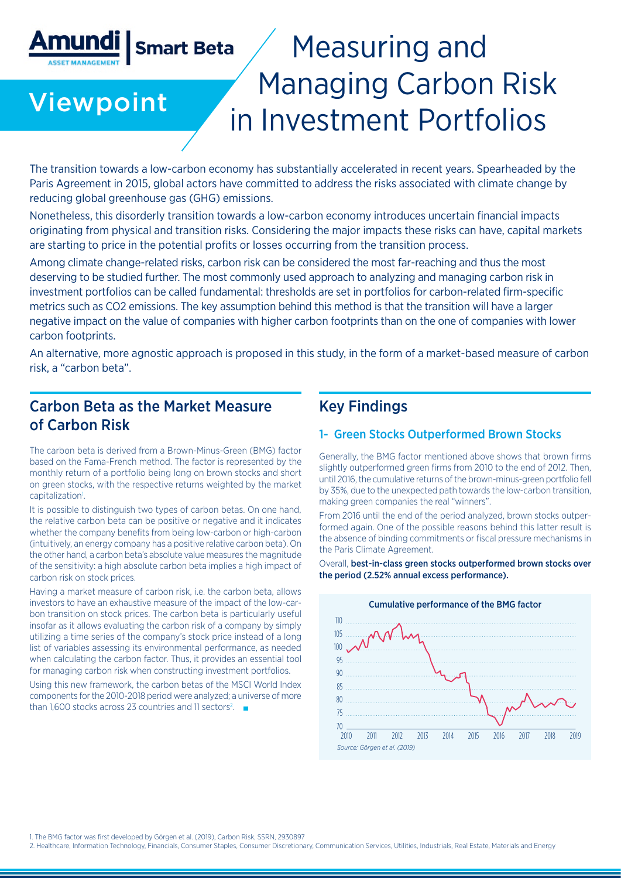Amundi | Smart Beta

Viewpoint

# Measuring and Managing Carbon Risk in Investment Portfolios

The transition towards a low-carbon economy has substantially accelerated in recent years. Spearheaded by the Paris Agreement in 2015, global actors have committed to address the risks associated with climate change by reducing global greenhouse gas (GHG) emissions.

Nonetheless, this disorderly transition towards a low-carbon economy introduces uncertain financial impacts originating from physical and transition risks. Considering the major impacts these risks can have, capital markets are starting to price in the potential profits or losses occurring from the transition process.

Among climate change-related risks, carbon risk can be considered the most far-reaching and thus the most deserving to be studied further. The most commonly used approach to analyzing and managing carbon risk in investment portfolios can be called fundamental: thresholds are set in portfolios for carbon-related firm-specific metrics such as $CO_2$ emissions. The key assumption behind this method is that the transition will have a larger negative impact on the value of companies with higher carbon footprints than on the one of companies with lower carbon footprints.

An alternative, more agnostic approach is proposed in this study, in the form of a market-based measure of carbon risk, a "carbon beta".

## Carbon Beta as the Market Measure of Carbon Risk

The carbon beta is derived from a Brown-Minus-Green (BMG) factor based on the Fama-French method. The factor is represented by the monthly return of a portfolio being long on brown stocks and short on green stocks, with the respective returns weighted by the market capitalization[1].

It is possible to distinguish two types of carbon betas. On one hand, the relative carbon beta can be positive or negative and it indicates whether the company benefits from being low-carbon or high-carbon (intuitively, an energy company has a positive relative carbon beta). On the other hand, a carbon beta's absolute value measures the magnitude of the sensitivity: a high absolute carbon beta implies a high impact of carbon risk on stock prices.

Having a market measure of carbon risk, i.e. the carbon beta, allows investors to have an exhaustive measure of the impact of the low-carbon transition on stock prices. The carbon beta is particularly useful insofar as it allows evaluating the carbon risk of a company by simply utilizing a time series of the company's stock price instead of a long list of variables assessing its environmental performance, as needed when calculating the carbon factor. Thus, it provides an essential tool for managing carbon risk when constructing investment portfolios.

Using this new framework, the carbon betas of the MSCI World Index components for the 2010-2018 period were analyzed; a universe of more than 1,600 stocks across 23 countries and 11 sectors[2].

## Key Findings

### 1- Green Stocks Outperformed Brown Stocks

Generally, the BMG factor mentioned above shows that brown firms slightly outperformed green firms from 2010 to the end of 2012. Then, until 2016, the cumulative returns of the brown-minus-green portfolio fell by 35%, due to the unexpected path towards the low-carbon transition, making green companies the real "winners".

From 2016 until the end of the period analyzed, brown stocks outperformed again. One of the possible reasons behind this latter result is the absence of binding commitments or fiscal pressure mechanisms in the Paris Climate Agreement.

Overall, **best-in-class green stocks outperformed brown stocks over the period (2.52% annual excess performance).**

Cumulative performance of the BMG factor

*Source: Görgen et al. (2019)*

1. The BMG factor was first developed by Görgen et al. (2019), Carbon Risk, SSRN, 2930897
2. Healthcare, Information Technology, Financials, Consumer Staples, Consumer Discretionary, Communication Services, Utilities, Industrials, Real Estate, Materials and Energy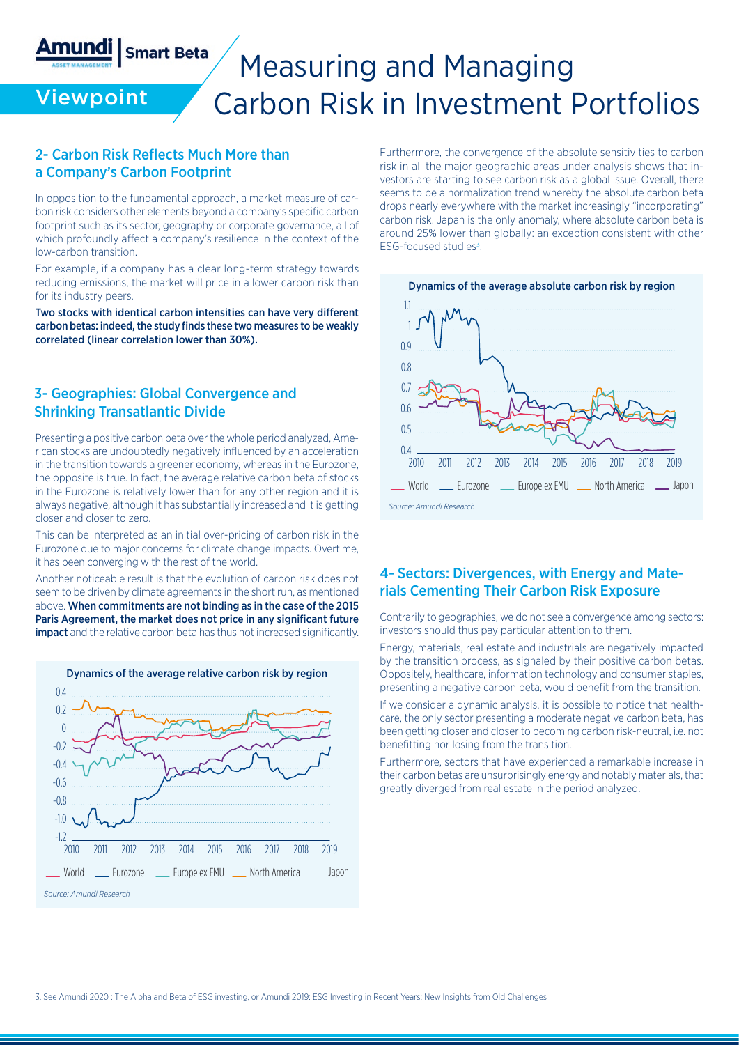## 2- Carbon Risk Reflects Much More than a Company's Carbon Footprint

In opposition to the fundamental approach, a market measure of carbon risk considers other elements beyond a company's specific carbon footprint such as its sector, geography or corporate governance, all of which profoundly affect a company's resilience in the context of the low-carbon transition.

For example, if a company has a clear long-term strategy towards reducing emissions, the market will price in a lower carbon risk than for its industry peers.

**Two stocks with identical carbon intensities can have very different carbon betas: indeed, the study finds these two measures to be weakly correlated (linear correlation lower than 30%).**

## 3- Geographies: Global Convergence and Shrinking Transatlantic Divide

Presenting a positive carbon beta over the whole period analyzed, American stocks are undoubtedly negatively influenced by an acceleration in the transition towards a greener economy, whereas in the Eurozone, the opposite is true. In fact, the average relative carbon beta of stocks in the Eurozone is relatively lower than for any other region and it is always negative, although it has substantially increased and it is getting closer and closer to zero.

This can be interpreted as an initial over-pricing of carbon risk in the Eurozone due to major concerns for climate change impacts. Overtime, it has been converging with the rest of the world.

Another noticeable result is that the evolution of carbon risk does not seem to be driven by climate agreements in the short run, as mentioned above. **When commitments are not binding as in the case of the 2015 Paris Agreement, the market does not price in any significant future impact** and the relative carbon beta has thus not increased significantly.

**Dynamics of the average relative carbon risk by region**

World — Eurozone — Europe ex EMU — North America — Japon

*Source: Amundi Research*

Furthermore, the convergence of the absolute sensitivities to carbon risk in all the major geographic areas under analysis shows that investors are starting to see carbon risk as a global issue. Overall, there seems to be a normalization trend whereby the absolute carbon beta drops nearly everywhere with the market increasingly "incorporating" carbon risk. Japan is the only anomaly, where absolute carbon beta is around 25% lower than globally: an exception consistent with other ESG-focused studies[3].

**Dynamics of the average absolute carbon risk by region**

World — Eurozone — Europe ex EMU — North America — Japon

*Source: Amundi Research*

## 4- Sectors: Divergences, with Energy and Materials Cementing Their Carbon Risk Exposure

Contrarily to geographies, we do not see a convergence among sectors: investors should thus pay particular attention to them.

Energy, materials, real estate and industrials are negatively impacted by the transition process, as signaled by their positive carbon betas. Oppositely, healthcare, information technology and consumer staples, presenting a negative carbon beta, would benefit from the transition.

If we consider a dynamic analysis, it is possible to notice that healthcare, the only sector presenting a moderate negative carbon beta, has been getting closer and closer to becoming carbon risk-neutral, i.e. not benefitting nor losing from the transition.

Furthermore, sectors that have experienced a remarkable increase in their carbon betas are unsurprisingly energy and notably materials, that greatly diverged from real estate in the period analyzed.

3. See Amundi 2020 : The Alpha and Beta of ESG investing, or Amundi 2019: ESG Investing in Recent Years: New Insights from Old Challenges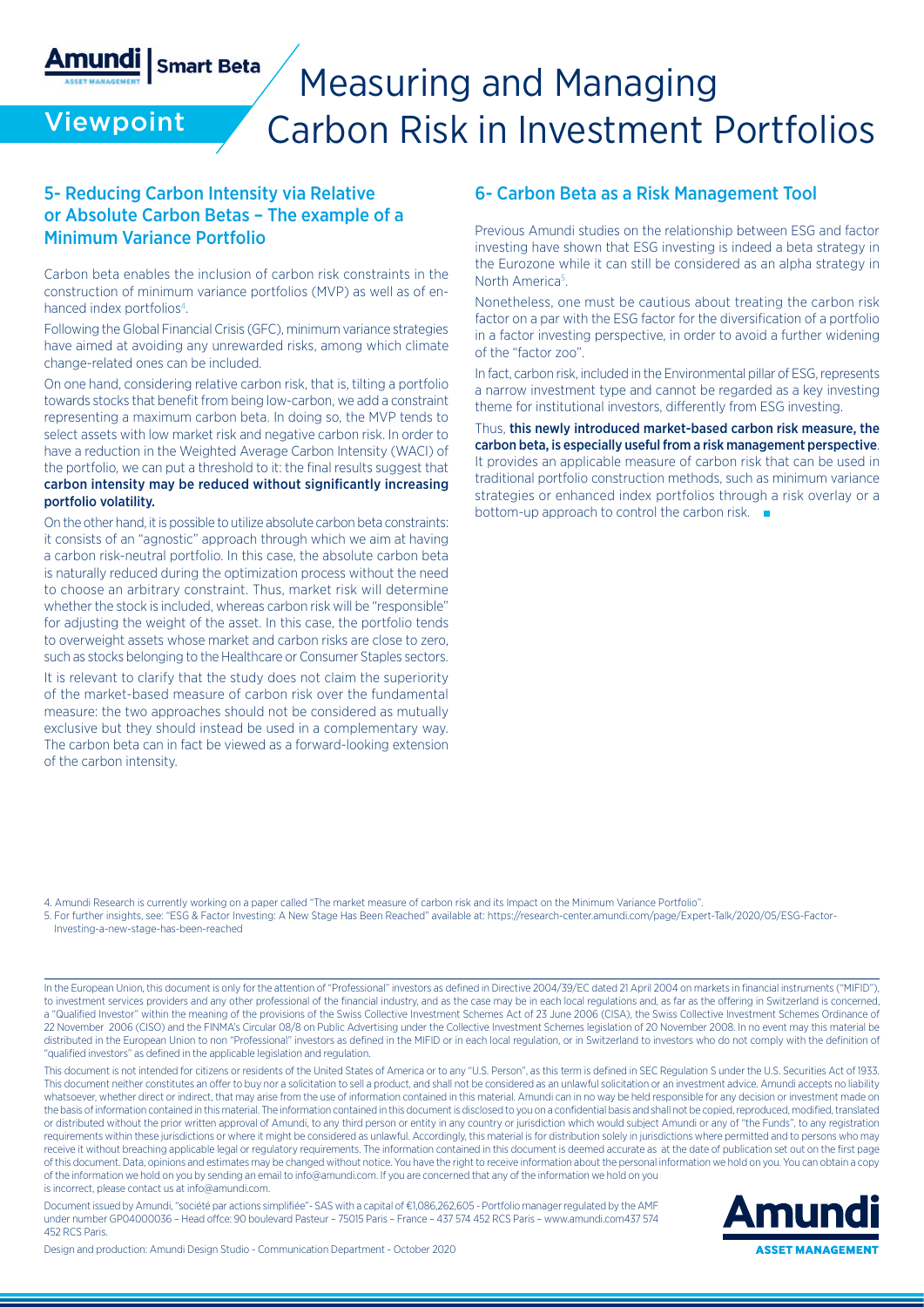## 5- Reducing Carbon Intensity via Relative or Absolute Carbon Betas – The example of a Minimum Variance Portfolio

Carbon beta enables the inclusion of carbon risk constraints in the construction of minimum variance portfolios (MVP) as well as of enhanced index portfolios[4].

Following the Global Financial Crisis (GFC), minimum variance strategies have aimed at avoiding any unrewarded risks, among which climate change-related ones can be included.

On one hand, considering relative carbon risk, that is, tilting a portfolio towards stocks that benefit from being low-carbon, we add a constraint representing a maximum carbon beta. In doing so, the MVP tends to select assets with low market risk and negative carbon risk. In order to have a reduction in the Weighted Average Carbon Intensity (WACI) of the portfolio, we can put a threshold to it: the final results suggest that **carbon intensity may be reduced without significantly increasing portfolio volatility.**

On the other hand, it is possible to utilize absolute carbon beta constraints: it consists of an "agnostic" approach through which we aim at having a carbon risk-neutral portfolio. In this case, the absolute carbon beta is naturally reduced during the optimization process without the need to choose an arbitrary constraint. Thus, market risk will determine whether the stock is included, whereas carbon risk will be "responsible" for adjusting the weight of the asset. In this case, the portfolio tends to overweight assets whose market and carbon risks are close to zero, such as stocks belonging to the Healthcare or Consumer Staples sectors.

It is relevant to clarify that the study does not claim the superiority of the market-based measure of carbon risk over the fundamental measure: the two approaches should not be considered as mutually exclusive but they should instead be used in a complementary way. The carbon beta can in fact be viewed as a forward-looking extension of the carbon intensity.

## 6- Carbon Beta as a Risk Management Tool

Previous Amundi studies on the relationship between ESG and factor investing have shown that ESG investing is indeed a beta strategy in the Eurozone while it can still be considered as an alpha strategy in North America[5].

Nonetheless, one must be cautious about treating the carbon risk factor on a par with the ESG factor for the diversification of a portfolio in a factor investing perspective, in order to avoid a further widening of the "factor zoo".

In fact, carbon risk, included in the Environmental pillar of ESG, represents a narrow investment type and cannot be regarded as a key investing theme for institutional investors, differently from ESG investing.

Thus, **this newly introduced market-based carbon risk measure, the carbon beta, is especially useful from a risk management perspective**. It provides an applicable measure of carbon risk that can be used in traditional portfolio construction methods, such as minimum variance strategies or enhanced index portfolios through a risk overlay or a bottom-up approach to control the carbon risk.

4. Amundi Research is currently working on a paper called "The market measure of carbon risk and its Impact on the Minimum Variance Portfolio".
5. For further insights, see: "ESG & Factor Investing: A New Stage Has Been Reached" available at: https://research-center.amundi.com/page/Expert-Talk/2020/05/ESG-Factor-Investing-a-new-stage-has-been-reached

In the European Union, this document is only for the attention of "Professional" investors as defined in Directive 2004/39/EC dated 21 April 2004 on markets in financial instruments ("MIFID"), to investment services providers and any other professional of the financial industry, and as the case may be in each local regulations and, as far as the offering in Switzerland is concerned, a "Qualified Investor" within the meaning of the provisions of the Swiss Collective Investment Schemes Act of 23 June 2006 (CISA), the Swiss Collective Investment Schemes Ordinance of 22 November 2006 (CISO) and the FINMA's Circular 08/8 on Public Advertising under the Collective Investment Schemes legislation of 20 November 2008. In no event may this material be distributed in the European Union to non "Professional" investors as defined in the MIFID or in each local regulation, or in Switzerland to investors who do not comply with the definition of "qualified investors" as defined in the applicable legislation and regulation.

This document is not intended for citizens or residents of the United States of America or to any "U.S. Person", as this term is defined in SEC Regulation S under the U.S. Securities Act of 1933. This document neither constitutes an offer to buy nor a solicitation to sell a product, and shall not be considered as an unlawful solicitation or an investment advice. Amundi accepts no liability whatsoever, whether direct or indirect, that may arise from the use of information contained in this material. Amundi can in no way be held responsible for any decision or investment made on the basis of information contained in this material. The information contained in this document is disclosed to you on a confidential basis and shall not be copied, reproduced, modified, translated or distributed without the prior written approval of Amundi, to any third person or entity in any country or jurisdiction which would subject Amundi or any of "the Funds", to any registration requirements within these jurisdictions or where it might be considered as unlawful. Accordingly, this material is for distribution solely in jurisdictions where permitted and to persons who may receive it without breaching applicable legal or regulatory requirements. The information contained in this document is deemed accurate as at the date of publication set out on the first page of this document. Data, opinions and estimates may be changed without notice. You have the right to receive information about the personal information we hold on you. You can obtain a copy of the information we hold on you by sending an email to info@amundi.com. If you are concerned that any of the information we hold on you is incorrect, please contact us at info@amundi.com.

Document issued by Amundi, "société par actions simplifiée"- SAS with a capital of €1,086,262,605 - Portfolio manager regulated by the AMF under number GP04000036 – Head offce: 90 boulevard Pasteur – 75015 Paris – France – 437 574 452 RCS Paris – www.amundi.com437 574 452 RCS Paris.

Design and production: Amundi Design Studio - Communication Department - October 2020